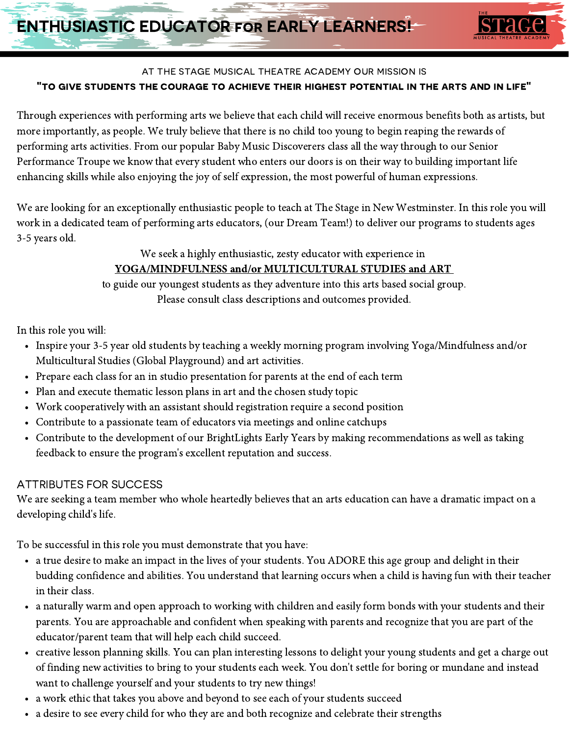# ENTHUSIASTIC EDUCATOR FOR EARLY LEARNERS!

THE STAGE MUSICAL THEATRE ACADEMY

AT THE STAGE MUSICAL THEATRE ACADEMY OUR MISSION IS

**"TO GIVE STUDENTS THE COURAGE TO ACHIEVE THEIR HIGHEST POTENTIAL IN THE ARTS AND IN LIFE"**

Through experiences with performing arts we believe that each child will receive enormous benefits both as artists, but more importantly, as people. We truly believe that there is no child too young to begin reaping the rewards of performing arts activities. From our popular Baby Music Discoverers class all the way through to our Senior Performance Troupe we know that every student who enters our doors is on their way to building important life enhancing skills while also enjoying the joy of self expression, the most powerful of human expressions.

We are looking for an exceptionally enthusiastic people to teach at The Stage in New Westminster. In this role you will work in a dedicated team of performing arts educators, (our Dream Team!) to deliver our programs to students ages 3-5 years old.

We seek a highly enthusiastic, zesty educator with experience in

**<u>YOGA/MINDFULNESS and/or MULTICULTURAL STUDIES and ART</u>**

to guide our youngest students as they adventure into this arts based social group.

Please consult class descriptions and outcomes provided.

In this role you will:

- Inspire your 3-5 year old students by teaching a weekly morning program involving Yoga/Mindfulness and/or Multicultural Studies (Global Playground) and art activities.
- Prepare each class for an in studio presentation for parents at the end of each term
- Plan and execute thematic lesson plans in art and the chosen study topic
- Work cooperatively with an assistant should registration require a second position
- Contribute to a passionate team of educators via meetings and online catchups
- Contribute to the development of our BrightLights Early Years by making recommendations as well as taking feedback to ensure the program's excellent reputation and success.

## ATTRIBUTES FOR SUCCESS

We are seeking a team member who whole heartedly believes that an arts education can have a dramatic impact on a developing child's life.

To be successful in this role you must demonstrate that you have:

- a true desire to make an impact in the lives of your students. You ADORE this age group and delight in their budding confidence and abilities. You understand that learning occurs when a child is having fun with their teacher in their class.
- a naturally warm and open approach to working with children and easily form bonds with your students and their parents. You are approachable and confident when speaking with parents and recognize that you are part of the educator/parent team that will help each child succeed.
- creative lesson planning skills. You can plan interesting lessons to delight your young students and get a charge out of finding new activities to bring to your students each week. You don't settle for boring or mundane and instead want to challenge yourself and your students to try new things!
- a work ethic that takes you above and beyond to see each of your students succeed
- a desire to see every child for who they are and both recognize and celebrate their strengths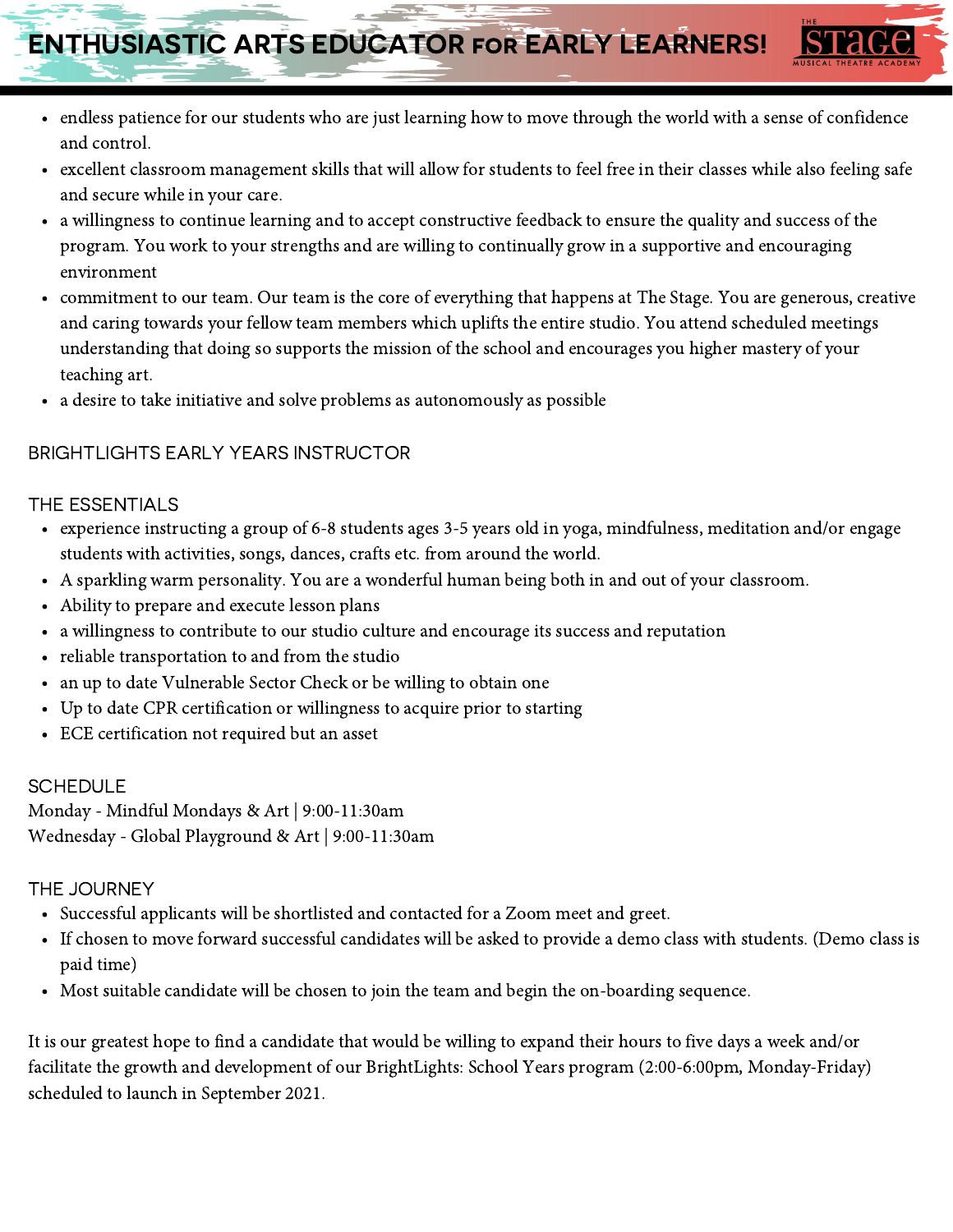- endless patience for our students who are just learning how to move through the world with a sense of confidence and control.
- excellent classroom management skills that will allow for students to feel free in their classes while also feeling safe and secure while in your care.
- a willingness to continue learning and to accept constructive feedback to ensure the quality and success of the program. You work to your strengths and are willing to continually grow in a supportive and encouraging environment
- commitment to our team. Our team is the core of everything that happens at The Stage. You are generous, creative and caring towards your fellow team members which uplifts the entire studio. You attend scheduled meetings understanding that doing so supports the mission of the school and encourages you higher mastery of your teaching art.
- a desire to take initiative and solve problems as autonomously as possible

## BRIGHTLIGHTS EARLY YEARS INSTRUCTOR

### THE ESSENTIALS

- experience instructing a group of 6-8 students ages 3-5 years old in yoga, mindfulness, meditation and/or engage students with activities, songs, dances, crafts etc. from around the world.
- A sparkling warm personality. You are a wonderful human being both in and out of your classroom.
- Ability to prepare and execute lesson plans
- a willingness to contribute to our studio culture and encourage its success and reputation
- reliable transportation to and from the studio
- an up to date Vulnerable Sector Check or be willing to obtain one
- Up to date CPR certification or willingness to acquire prior to starting
- ECE certification not required but an asset

### SCHEDULE

Monday - Mindful Mondays & Art | 9:00-11:30am
Wednesday - Global Playground & Art | 9:00-11:30am

### THE JOURNEY

- Successful applicants will be shortlisted and contacted for a Zoom meet and greet.
- If chosen to move forward successful candidates will be asked to provide a demo class with students. (Demo class is paid time)
- Most suitable candidate will be chosen to join the team and begin the on-boarding sequence.

It is our greatest hope to find a candidate that would be willing to expand their hours to five days a week and/or facilitate the growth and development of our BrightLights: School Years program (2:00-6:00pm, Monday-Friday) scheduled to launch in September 2021.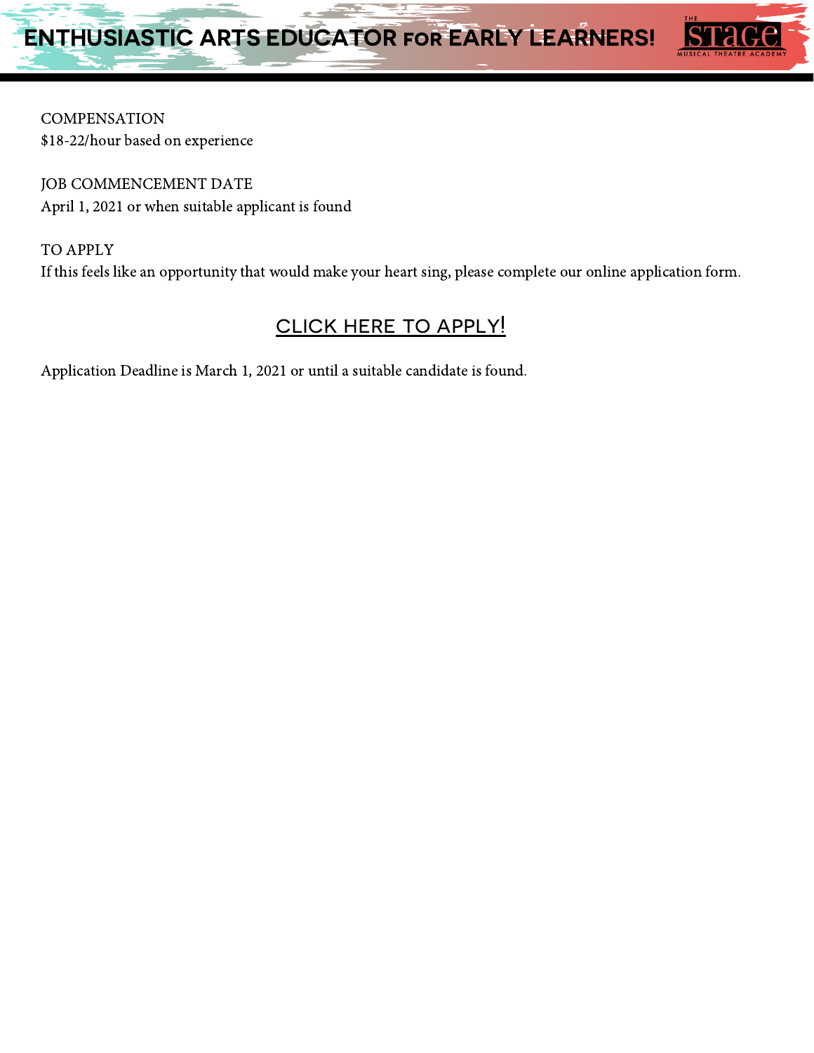COMPENSATION
$18-22/hour based on experience

JOB COMMENCEMENT DATE
April 1, 2021 or when suitable applicant is found

TO APPLY
If this feels like an opportunity that would make your heart sing, please complete our online application form.

CLICK HERE TO APPLY!

Application Deadline is March 1, 2021 or until a suitable candidate is found.